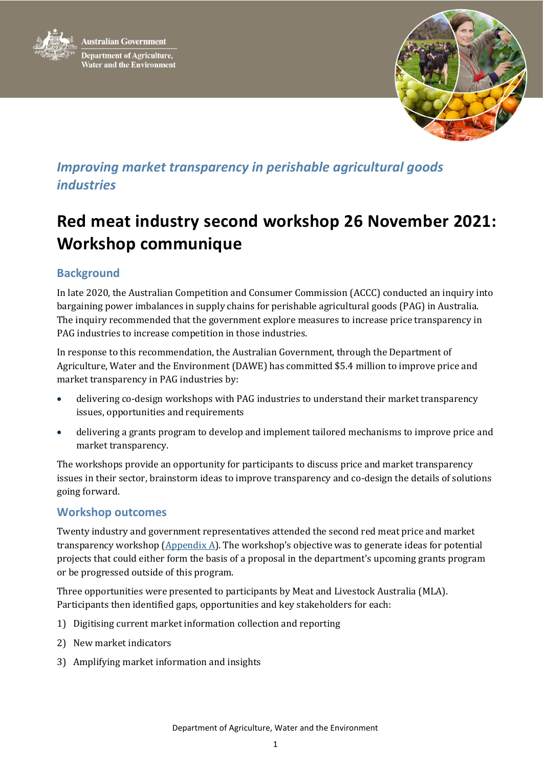Australian Government

Department of Agriculture, Water and the Environment

*Improving market transparency in perishable agricultural goods industries*

# Red meat industry second workshop 26 November 2021: Workshop communique

## Background

In late 2020, the Australian Competition and Consumer Commission (ACCC) conducted an inquiry into bargaining power imbalances in supply chains for perishable agricultural goods (PAG) in Australia. The inquiry recommended that the government explore measures to increase price transparency in PAG industries to increase competition in those industries.

In response to this recommendation, the Australian Government, through the Department of Agriculture, Water and the Environment (DAWE) has committed $5.4 million to improve price and market transparency in PAG industries by:

- delivering co-design workshops with PAG industries to understand their market transparency issues, opportunities and requirements
- delivering a grants program to develop and implement tailored mechanisms to improve price and market transparency.

The workshops provide an opportunity for participants to discuss price and market transparency issues in their sector, brainstorm ideas to improve transparency and co-design the details of solutions going forward.

## Workshop outcomes

Twenty industry and government representatives attended the second red meat price and market transparency workshop (Appendix A). The workshop's objective was to generate ideas for potential projects that could either form the basis of a proposal in the department's upcoming grants program or be progressed outside of this program.

Three opportunities were presented to participants by Meat and Livestock Australia (MLA). Participants then identified gaps, opportunities and key stakeholders for each:

1) Digitising current market information collection and reporting
2) New market indicators
3) Amplifying market information and insights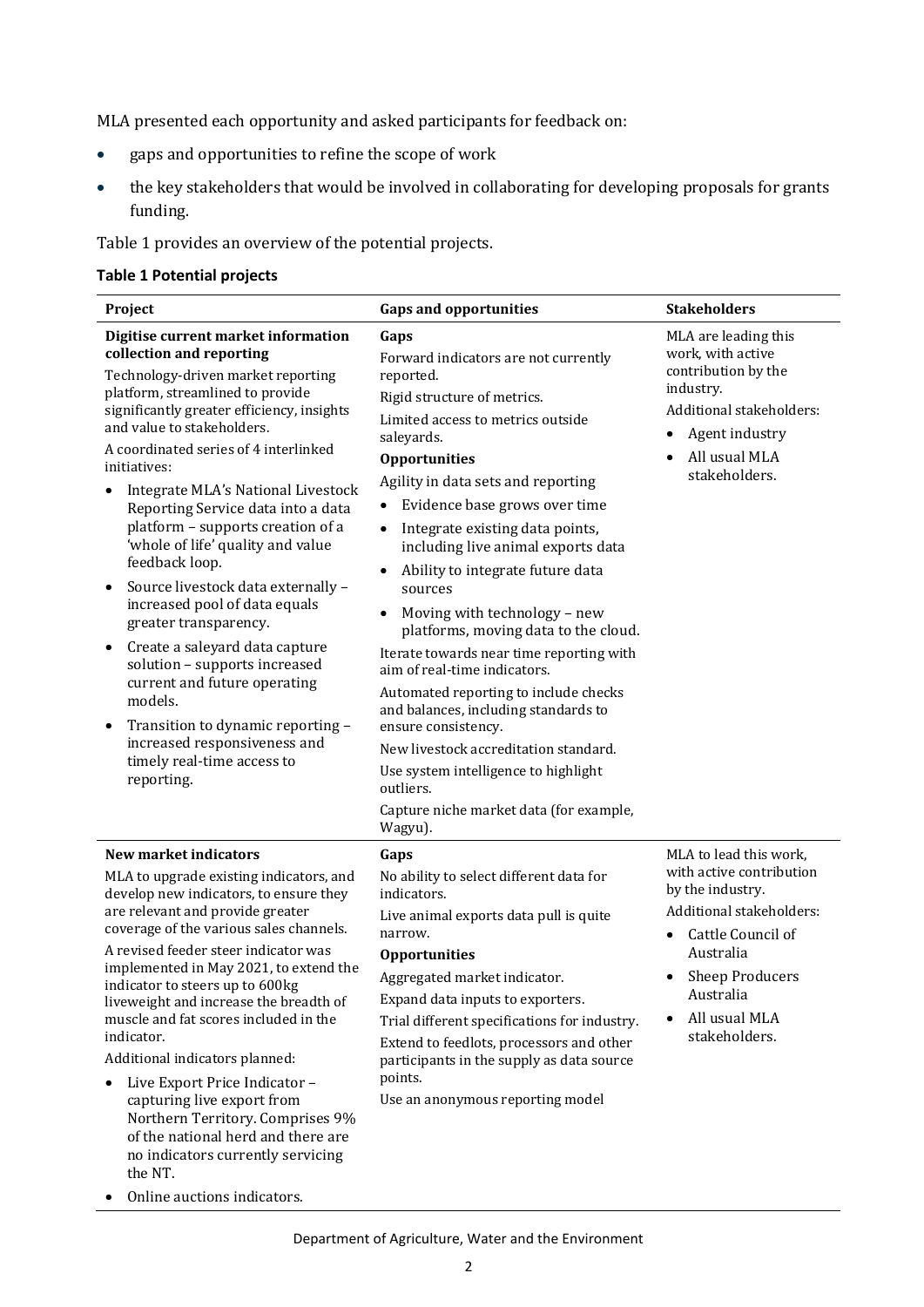MLA presented each opportunity and asked participants for feedback on:

- gaps and opportunities to refine the scope of work
- the key stakeholders that would be involved in collaborating for developing proposals for grants funding.

Table 1 provides an overview of the potential projects.

**Table 1 Potential projects**

| Project | Gaps and opportunities | Stakeholders |
|---|---|---|
| **Digitise current market information collection and reporting**<br><br>Technology-driven market reporting platform, streamlined to provide significantly greater efficiency, insights and value to stakeholders.<br><br>A coordinated series of 4 interlinked initiatives:<br>• Integrate MLA's National Livestock Reporting Service data into a data platform – supports creation of a 'whole of life' quality and value feedback loop.<br>• Source livestock data externally – increased pool of data equals greater transparency.<br>• Create a saleyard data capture solution – supports increased current and future operating models.<br>• Transition to dynamic reporting – increased responsiveness and timely real-time access to reporting. | **Gaps**<br><br>Forward indicators are not currently reported.<br><br>Rigid structure of metrics.<br><br>Limited access to metrics outside saleyards.<br><br>**Opportunities**<br><br>Agility in data sets and reporting<br>• Evidence base grows over time<br>• Integrate existing data points, including live animal exports data<br>• Ability to integrate future data sources<br>• Moving with technology – new platforms, moving data to the cloud.<br><br>Iterate towards near time reporting with aim of real-time indicators.<br><br>Automated reporting to include checks and balances, including standards to ensure consistency.<br><br>New livestock accreditation standard.<br><br>Use system intelligence to highlight outliers.<br><br>Capture niche market data (for example, Wagyu). | MLA are leading this work, with active contribution by the industry.<br><br>Additional stakeholders:<br>• Agent industry<br>• All usual MLA stakeholders. |
| **New market indicators**<br><br>MLA to upgrade existing indicators, and develop new indicators, to ensure they are relevant and provide greater coverage of the various sales channels.<br><br>A revised feeder steer indicator was implemented in May 2021, to extend the indicator to steers up to 600kg liveweight and increase the breadth of muscle and fat scores included in the indicator.<br><br>Additional indicators planned:<br>• Live Export Price Indicator – capturing live export from Northern Territory. Comprises 9% of the national herd and there are no indicators currently servicing the NT.<br>• Online auctions indicators. | **Gaps**<br><br>No ability to select different data for indicators.<br><br>Live animal exports data pull is quite narrow.<br><br>**Opportunities**<br><br>Aggregated market indicator.<br><br>Expand data inputs to exporters.<br><br>Trial different specifications for industry.<br><br>Extend to feedlots, processors and other participants in the supply as data source points.<br><br>Use an anonymous reporting model | MLA to lead this work, with active contribution by the industry.<br><br>Additional stakeholders:<br>• Cattle Council of Australia<br>• Sheep Producers Australia<br>• All usual MLA stakeholders. |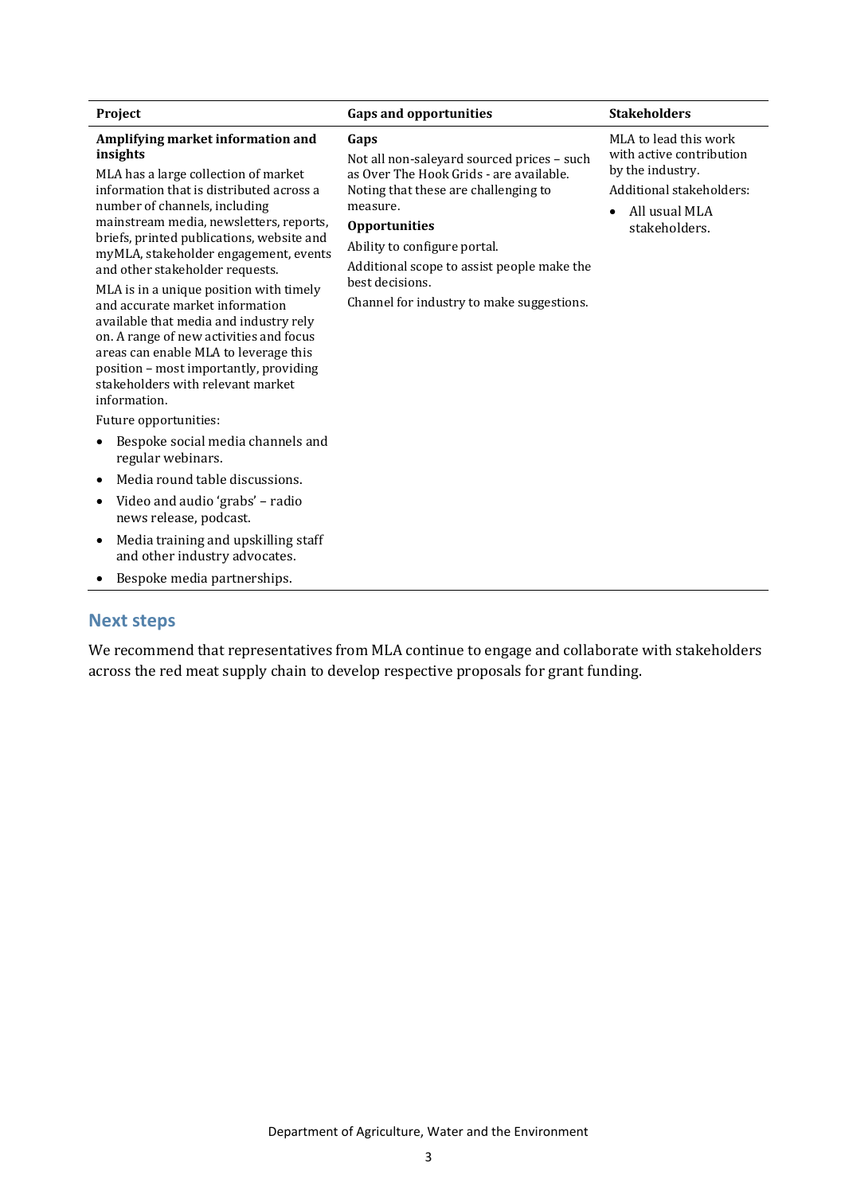| Project | Gaps and opportunities | Stakeholders |
| --- | --- | --- |
| **Amplifying market information and insights**<br><br>MLA has a large collection of market information that is distributed across a number of channels, including mainstream media, newsletters, reports, briefs, printed publications, website and myMLA, stakeholder engagement, events and other stakeholder requests.<br><br>MLA is in a unique position with timely and accurate market information available that media and industry rely on. A range of new activities and focus areas can enable MLA to leverage this position – most importantly, providing stakeholders with relevant market information.<br><br>Future opportunities:<br><br>• Bespoke social media channels and regular webinars.<br>• Media round table discussions.<br>• Video and audio 'grabs' – radio news release, podcast.<br>• Media training and upskilling staff and other industry advocates.<br>• Bespoke media partnerships. | **Gaps**<br><br>Not all non-saleyard sourced prices – such as Over The Hook Grids - are available. Noting that these are challenging to measure.<br><br>**Opportunities**<br><br>Ability to configure portal.<br><br>Additional scope to assist people make the best decisions.<br><br>Channel for industry to make suggestions. | MLA to lead this work with active contribution by the industry.<br><br>Additional stakeholders:<br><br>• All usual MLA stakeholders. |

## Next steps

We recommend that representatives from MLA continue to engage and collaborate with stakeholders across the red meat supply chain to develop respective proposals for grant funding.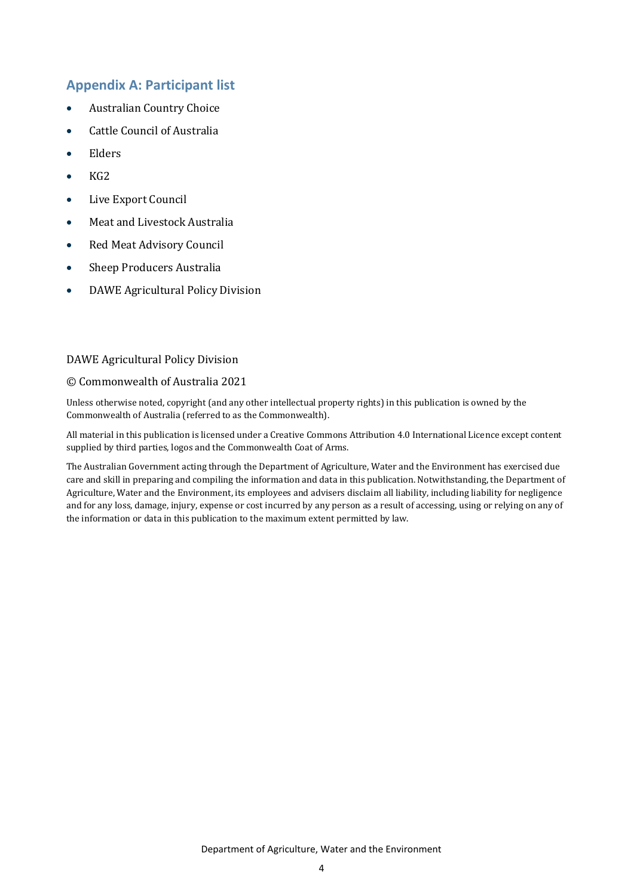## Appendix A: Participant list

- Australian Country Choice
- Cattle Council of Australia
- Elders
- KG2
- Live Export Council
- Meat and Livestock Australia
- Red Meat Advisory Council
- Sheep Producers Australia
- DAWE Agricultural Policy Division

DAWE Agricultural Policy Division

© Commonwealth of Australia 2021

Unless otherwise noted, copyright (and any other intellectual property rights) in this publication is owned by the Commonwealth of Australia (referred to as the Commonwealth).

All material in this publication is licensed under a Creative Commons Attribution 4.0 International Licence except content supplied by third parties, logos and the Commonwealth Coat of Arms.

The Australian Government acting through the Department of Agriculture, Water and the Environment has exercised due care and skill in preparing and compiling the information and data in this publication. Notwithstanding, the Department of Agriculture, Water and the Environment, its employees and advisers disclaim all liability, including liability for negligence and for any loss, damage, injury, expense or cost incurred by any person as a result of accessing, using or relying on any of the information or data in this publication to the maximum extent permitted by law.